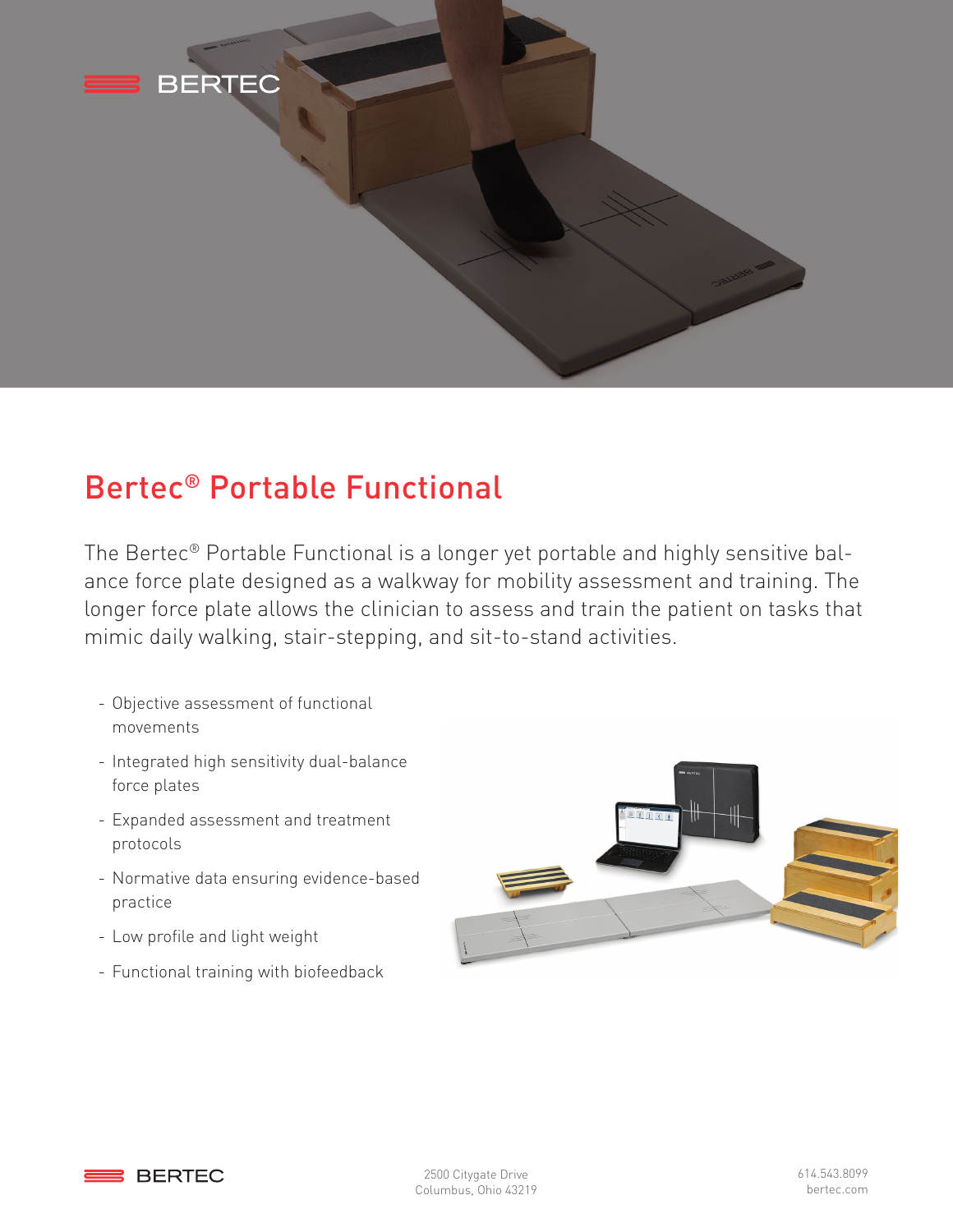# Bertec® Portable Functional

The Bertec® Portable Functional is a longer yet portable and highly sensitive balance force plate designed as a walkway for mobility assessment and training. The longer force plate allows the clinician to assess and train the patient on tasks that mimic daily walking, stair-stepping, and sit-to-stand activities.

- Objective assessment of functional movements
- Integrated high sensitivity dual-balance force plates
- Expanded assessment and treatment protocols
- Normative data ensuring evidence-based practice
- Low profile and light weight
- Functional training with biofeedback

BERTEC

2500 Citygate Drive
Columbus, Ohio 43219

614.543.8099
bertec.com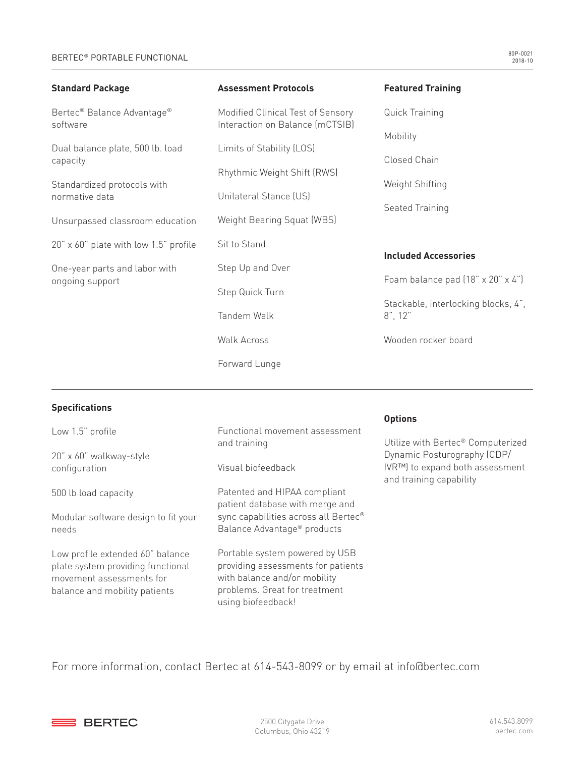## Standard Package

Bertec® Balance Advantage® software

Dual balance plate, 500 lb. load capacity

Standardized protocols with normative data

Unsurpassed classroom education

20" x 60" plate with low 1.5" profile

One-year parts and labor with ongoing support

## Assessment Protocols

Modified Clinical Test of Sensory Interaction on Balance (mCTSIB)

Limits of Stability (LOS)

Rhythmic Weight Shift (RWS)

Unilateral Stance (US)

Weight Bearing Squat (WBS)

Sit to Stand

Step Up and Over

Step Quick Turn

Tandem Walk

Walk Across

Forward Lunge

## Featured Training

Quick Training

Mobility

Closed Chain

Weight Shifting

Seated Training

## Included Accessories

Foam balance pad (18" x 20" x 4")

Stackable, interlocking blocks, 4", 8", 12"

Wooden rocker board

## Specifications

Low 1.5" profile

20" x 60" walkway-style configuration

500 lb load capacity

Modular software design to fit your needs

Low profile extended 60" balance plate system providing functional movement assessments for balance and mobility patients

Functional movement assessment and training

Visual biofeedback

Patented and HIPAA compliant patient database with merge and sync capabilities across all Bertec® Balance Advantage® products

Portable system powered by USB providing assessments for patients with balance and/or mobility problems. Great for treatment using biofeedback!

## Options

Utilize with Bertec® Computerized Dynamic Posturography (CDP/IVR™) to expand both assessment and training capability

For more information, contact Bertec at 614-543-8099 or by email at info@bertec.com

BERTEC

2500 Citygate Drive
Columbus, Ohio 43219

614.543.8099
bertec.com